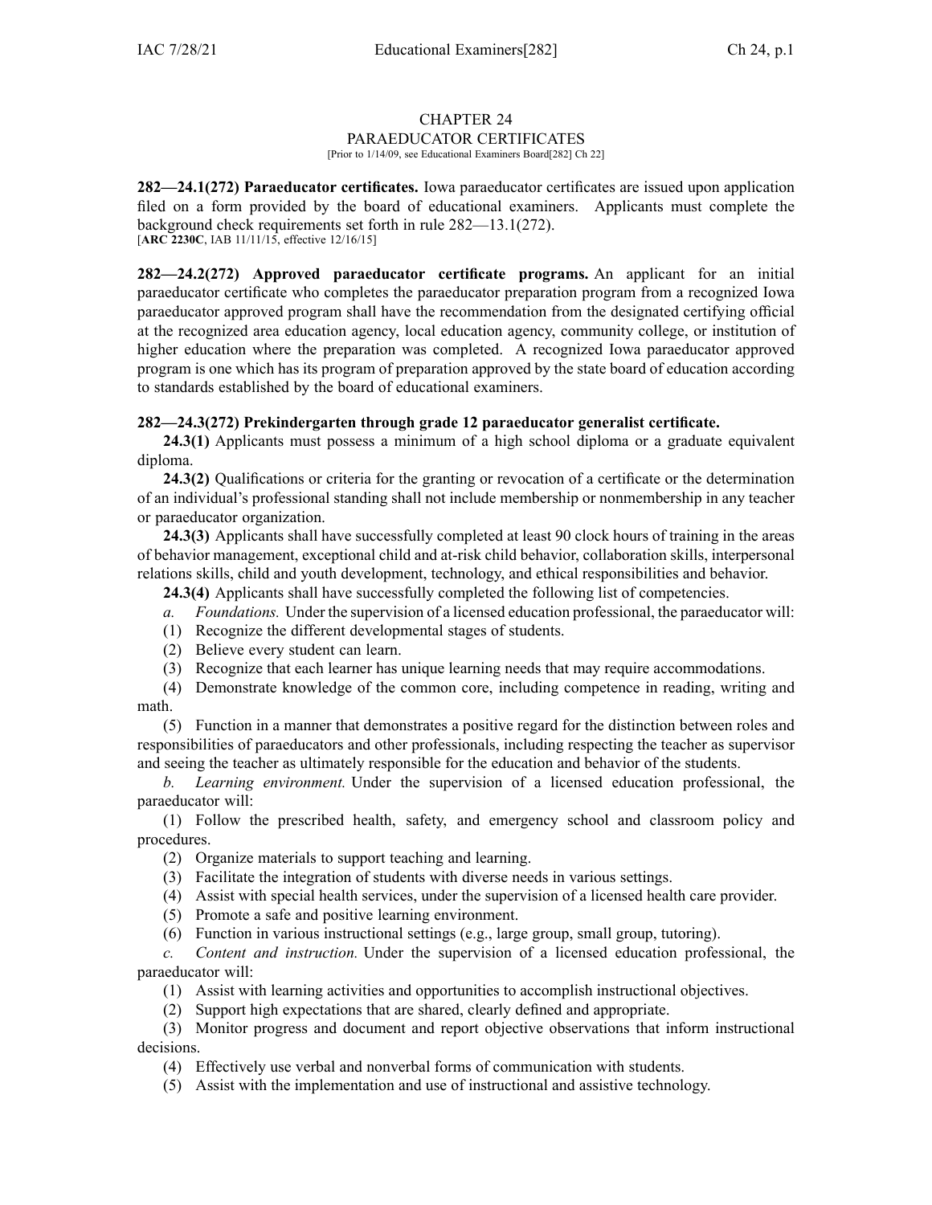# CHAPTER 24
## PARAEDUCATOR CERTIFICATES

[Prior to 1/14/09, see Educational Examiners Board[282] Ch 22]

**282—24.1(272) Paraeducator certificates.** Iowa paraeducator certificates are issued upon application filed on a form provided by the board of educational examiners. Applicants must complete the background check requirements set forth in rule 282—13.1(272).
[**ARC 2230C**, IAB 11/11/15, effective 12/16/15]

**282—24.2(272) Approved paraeducator certificate programs.** An applicant for an initial paraeducator certificate who completes the paraeducator preparation program from a recognized Iowa paraeducator approved program shall have the recommendation from the designated certifying official at the recognized area education agency, local education agency, community college, or institution of higher education where the preparation was completed. A recognized Iowa paraeducator approved program is one which has its program of preparation approved by the state board of education according to standards established by the board of educational examiners.

**282—24.3(272) Prekindergarten through grade 12 paraeducator generalist certificate.**

**24.3(1)** Applicants must possess a minimum of a high school diploma or a graduate equivalent diploma.

**24.3(2)** Qualifications or criteria for the granting or revocation of a certificate or the determination of an individual's professional standing shall not include membership or nonmembership in any teacher or paraeducator organization.

**24.3(3)** Applicants shall have successfully completed at least 90 clock hours of training in the areas of behavior management, exceptional child and at-risk child behavior, collaboration skills, interpersonal relations skills, child and youth development, technology, and ethical responsibilities and behavior.

**24.3(4)** Applicants shall have successfully completed the following list of competencies.

*a. Foundations.* Under the supervision of a licensed education professional, the paraeducator will:

(1) Recognize the different developmental stages of students.

(2) Believe every student can learn.

(3) Recognize that each learner has unique learning needs that may require accommodations.

(4) Demonstrate knowledge of the common core, including competence in reading, writing and math.

(5) Function in a manner that demonstrates a positive regard for the distinction between roles and responsibilities of paraeducators and other professionals, including respecting the teacher as supervisor and seeing the teacher as ultimately responsible for the education and behavior of the students.

*b. Learning environment.* Under the supervision of a licensed education professional, the paraeducator will:

(1) Follow the prescribed health, safety, and emergency school and classroom policy and procedures.

(2) Organize materials to support teaching and learning.

(3) Facilitate the integration of students with diverse needs in various settings.

(4) Assist with special health services, under the supervision of a licensed health care provider.

(5) Promote a safe and positive learning environment.

(6) Function in various instructional settings (e.g., large group, small group, tutoring).

*c. Content and instruction.* Under the supervision of a licensed education professional, the paraeducator will:

(1) Assist with learning activities and opportunities to accomplish instructional objectives.

(2) Support high expectations that are shared, clearly defined and appropriate.

(3) Monitor progress and document and report objective observations that inform instructional decisions.

(4) Effectively use verbal and nonverbal forms of communication with students.

(5) Assist with the implementation and use of instructional and assistive technology.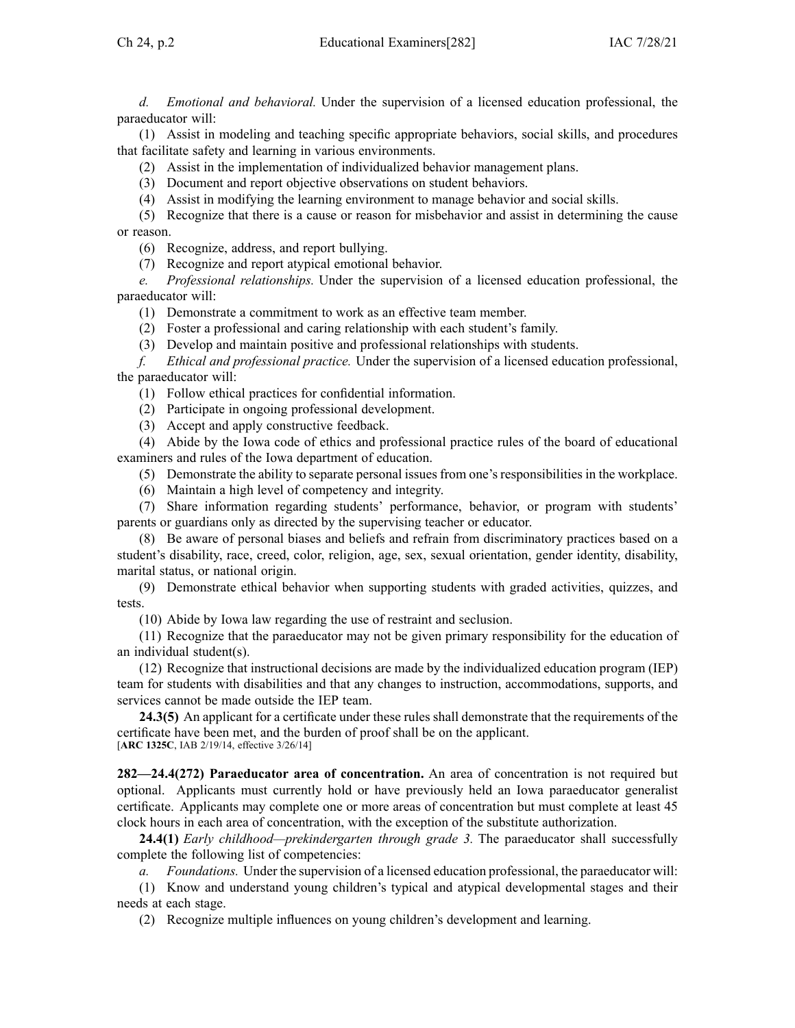*d. Emotional and behavioral.* Under the supervision of a licensed education professional, the paraeducator will:

(1) Assist in modeling and teaching specific appropriate behaviors, social skills, and procedures that facilitate safety and learning in various environments.

(2) Assist in the implementation of individualized behavior management plans.

(3) Document and report objective observations on student behaviors.

(4) Assist in modifying the learning environment to manage behavior and social skills.

(5) Recognize that there is a cause or reason for misbehavior and assist in determining the cause or reason.

(6) Recognize, address, and report bullying.

(7) Recognize and report atypical emotional behavior.

*e. Professional relationships.* Under the supervision of a licensed education professional, the paraeducator will:

(1) Demonstrate a commitment to work as an effective team member.

(2) Foster a professional and caring relationship with each student's family.

(3) Develop and maintain positive and professional relationships with students.

*f. Ethical and professional practice.* Under the supervision of a licensed education professional, the paraeducator will:

(1) Follow ethical practices for confidential information.

(2) Participate in ongoing professional development.

(3) Accept and apply constructive feedback.

(4) Abide by the Iowa code of ethics and professional practice rules of the board of educational examiners and rules of the Iowa department of education.

(5) Demonstrate the ability to separate personal issues from one's responsibilities in the workplace.

(6) Maintain a high level of competency and integrity.

(7) Share information regarding students' performance, behavior, or program with students' parents or guardians only as directed by the supervising teacher or educator.

(8) Be aware of personal biases and beliefs and refrain from discriminatory practices based on a student's disability, race, creed, color, religion, age, sex, sexual orientation, gender identity, disability, marital status, or national origin.

(9) Demonstrate ethical behavior when supporting students with graded activities, quizzes, and tests.

(10) Abide by Iowa law regarding the use of restraint and seclusion.

(11) Recognize that the paraeducator may not be given primary responsibility for the education of an individual student(s).

(12) Recognize that instructional decisions are made by the individualized education program (IEP) team for students with disabilities and that any changes to instruction, accommodations, supports, and services cannot be made outside the IEP team.

**24.3(5)** An applicant for a certificate under these rules shall demonstrate that the requirements of the certificate have been met, and the burden of proof shall be on the applicant.
[**ARC 1325C**, IAB 2/19/14, effective 3/26/14]

**282—24.4(272) Paraeducator area of concentration.** An area of concentration is not required but optional. Applicants must currently hold or have previously held an Iowa paraeducator generalist certificate. Applicants may complete one or more areas of concentration but must complete at least 45 clock hours in each area of concentration, with the exception of the substitute authorization.

**24.4(1)** *Early childhood—prekindergarten through grade 3.* The paraeducator shall successfully complete the following list of competencies:

*a. Foundations.* Under the supervision of a licensed education professional, the paraeducator will:

(1) Know and understand young children's typical and atypical developmental stages and their needs at each stage.

(2) Recognize multiple influences on young children's development and learning.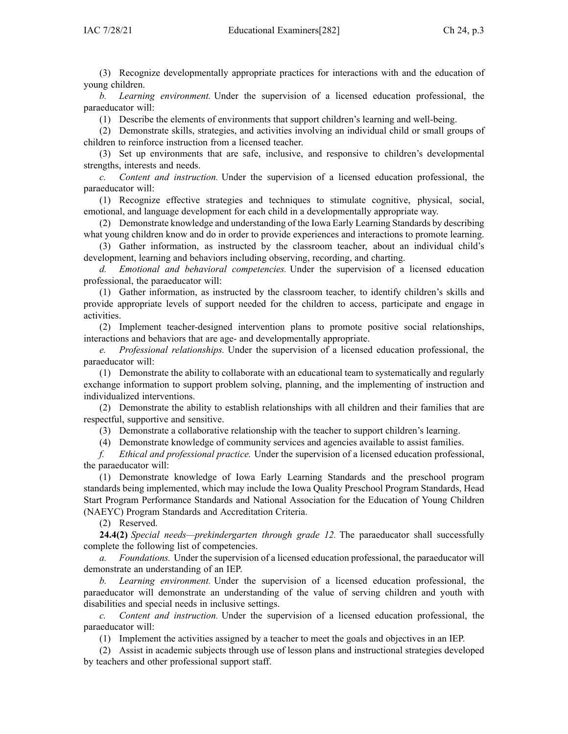(3) Recognize developmentally appropriate practices for interactions with and the education of young children.

*b. Learning environment.* Under the supervision of a licensed education professional, the paraeducator will:

(1) Describe the elements of environments that support children's learning and well-being.

(2) Demonstrate skills, strategies, and activities involving an individual child or small groups of children to reinforce instruction from a licensed teacher.

(3) Set up environments that are safe, inclusive, and responsive to children's developmental strengths, interests and needs.

*c. Content and instruction.* Under the supervision of a licensed education professional, the paraeducator will:

(1) Recognize effective strategies and techniques to stimulate cognitive, physical, social, emotional, and language development for each child in a developmentally appropriate way.

(2) Demonstrate knowledge and understanding of the Iowa Early Learning Standards by describing what young children know and do in order to provide experiences and interactions to promote learning.

(3) Gather information, as instructed by the classroom teacher, about an individual child's development, learning and behaviors including observing, recording, and charting.

*d. Emotional and behavioral competencies.* Under the supervision of a licensed education professional, the paraeducator will:

(1) Gather information, as instructed by the classroom teacher, to identify children's skills and provide appropriate levels of support needed for the children to access, participate and engage in activities.

(2) Implement teacher-designed intervention plans to promote positive social relationships, interactions and behaviors that are age- and developmentally appropriate.

*e. Professional relationships.* Under the supervision of a licensed education professional, the paraeducator will:

(1) Demonstrate the ability to collaborate with an educational team to systematically and regularly exchange information to support problem solving, planning, and the implementing of instruction and individualized interventions.

(2) Demonstrate the ability to establish relationships with all children and their families that are respectful, supportive and sensitive.

(3) Demonstrate a collaborative relationship with the teacher to support children's learning.

(4) Demonstrate knowledge of community services and agencies available to assist families.

*f. Ethical and professional practice.* Under the supervision of a licensed education professional, the paraeducator will:

(1) Demonstrate knowledge of Iowa Early Learning Standards and the preschool program standards being implemented, which may include the Iowa Quality Preschool Program Standards, Head Start Program Performance Standards and National Association for the Education of Young Children (NAEYC) Program Standards and Accreditation Criteria.

(2) Reserved.

**24.4(2)** *Special needs—prekindergarten through grade 12.* The paraeducator shall successfully complete the following list of competencies.

*a. Foundations.* Under the supervision of a licensed education professional, the paraeducator will demonstrate an understanding of an IEP.

*b. Learning environment.* Under the supervision of a licensed education professional, the paraeducator will demonstrate an understanding of the value of serving children and youth with disabilities and special needs in inclusive settings.

*c. Content and instruction.* Under the supervision of a licensed education professional, the paraeducator will:

(1) Implement the activities assigned by a teacher to meet the goals and objectives in an IEP.

(2) Assist in academic subjects through use of lesson plans and instructional strategies developed by teachers and other professional support staff.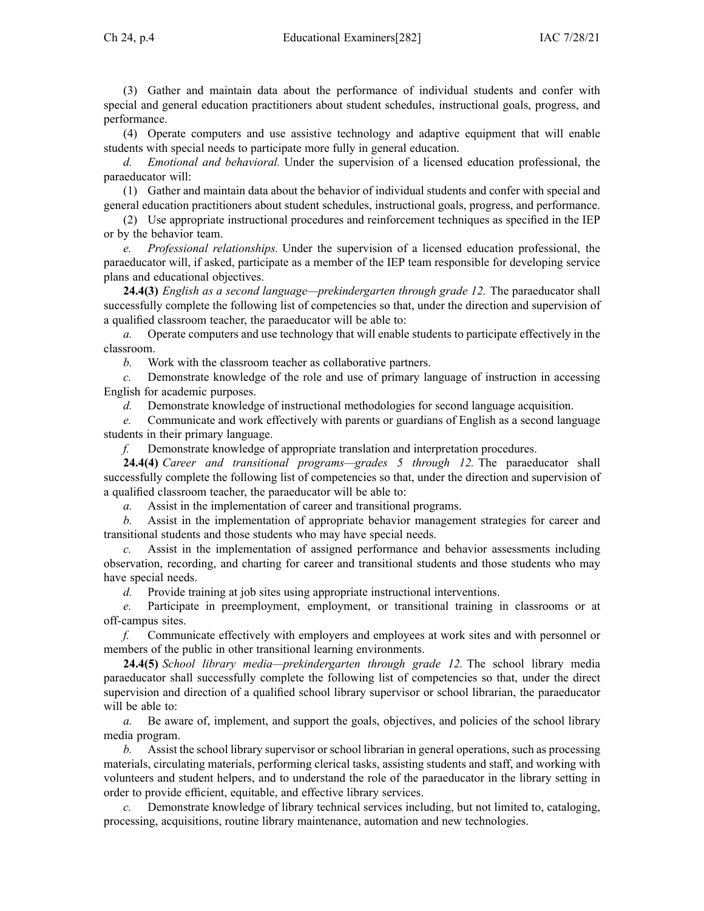(3) Gather and maintain data about the performance of individual students and confer with special and general education practitioners about student schedules, instructional goals, progress, and performance.

(4) Operate computers and use assistive technology and adaptive equipment that will enable students with special needs to participate more fully in general education.

*d. Emotional and behavioral.* Under the supervision of a licensed education professional, the paraeducator will:

(1) Gather and maintain data about the behavior of individual students and confer with special and general education practitioners about student schedules, instructional goals, progress, and performance.

(2) Use appropriate instructional procedures and reinforcement techniques as specified in the IEP or by the behavior team.

*e. Professional relationships.* Under the supervision of a licensed education professional, the paraeducator will, if asked, participate as a member of the IEP team responsible for developing service plans and educational objectives.

**24.4(3)** *English as a second language—prekindergarten through grade 12.* The paraeducator shall successfully complete the following list of competencies so that, under the direction and supervision of a qualified classroom teacher, the paraeducator will be able to:

*a.* Operate computers and use technology that will enable students to participate effectively in the classroom.

*b.* Work with the classroom teacher as collaborative partners.

*c.* Demonstrate knowledge of the role and use of primary language of instruction in accessing English for academic purposes.

*d.* Demonstrate knowledge of instructional methodologies for second language acquisition.

*e.* Communicate and work effectively with parents or guardians of English as a second language students in their primary language.

*f.* Demonstrate knowledge of appropriate translation and interpretation procedures.

**24.4(4)** *Career and transitional programs—grades 5 through 12.* The paraeducator shall successfully complete the following list of competencies so that, under the direction and supervision of a qualified classroom teacher, the paraeducator will be able to:

*a.* Assist in the implementation of career and transitional programs.

*b.* Assist in the implementation of appropriate behavior management strategies for career and transitional students and those students who may have special needs.

*c.* Assist in the implementation of assigned performance and behavior assessments including observation, recording, and charting for career and transitional students and those students who may have special needs.

*d.* Provide training at job sites using appropriate instructional interventions.

*e.* Participate in preemployment, employment, or transitional training in classrooms or at off-campus sites.

*f.* Communicate effectively with employers and employees at work sites and with personnel or members of the public in other transitional learning environments.

**24.4(5)** *School library media—prekindergarten through grade 12.* The school library media paraeducator shall successfully complete the following list of competencies so that, under the direct supervision and direction of a qualified school library supervisor or school librarian, the paraeducator will be able to:

*a.* Be aware of, implement, and support the goals, objectives, and policies of the school library media program.

*b.* Assist the school library supervisor or school librarian in general operations, such as processing materials, circulating materials, performing clerical tasks, assisting students and staff, and working with volunteers and student helpers, and to understand the role of the paraeducator in the library setting in order to provide efficient, equitable, and effective library services.

*c.* Demonstrate knowledge of library technical services including, but not limited to, cataloging, processing, acquisitions, routine library maintenance, automation and new technologies.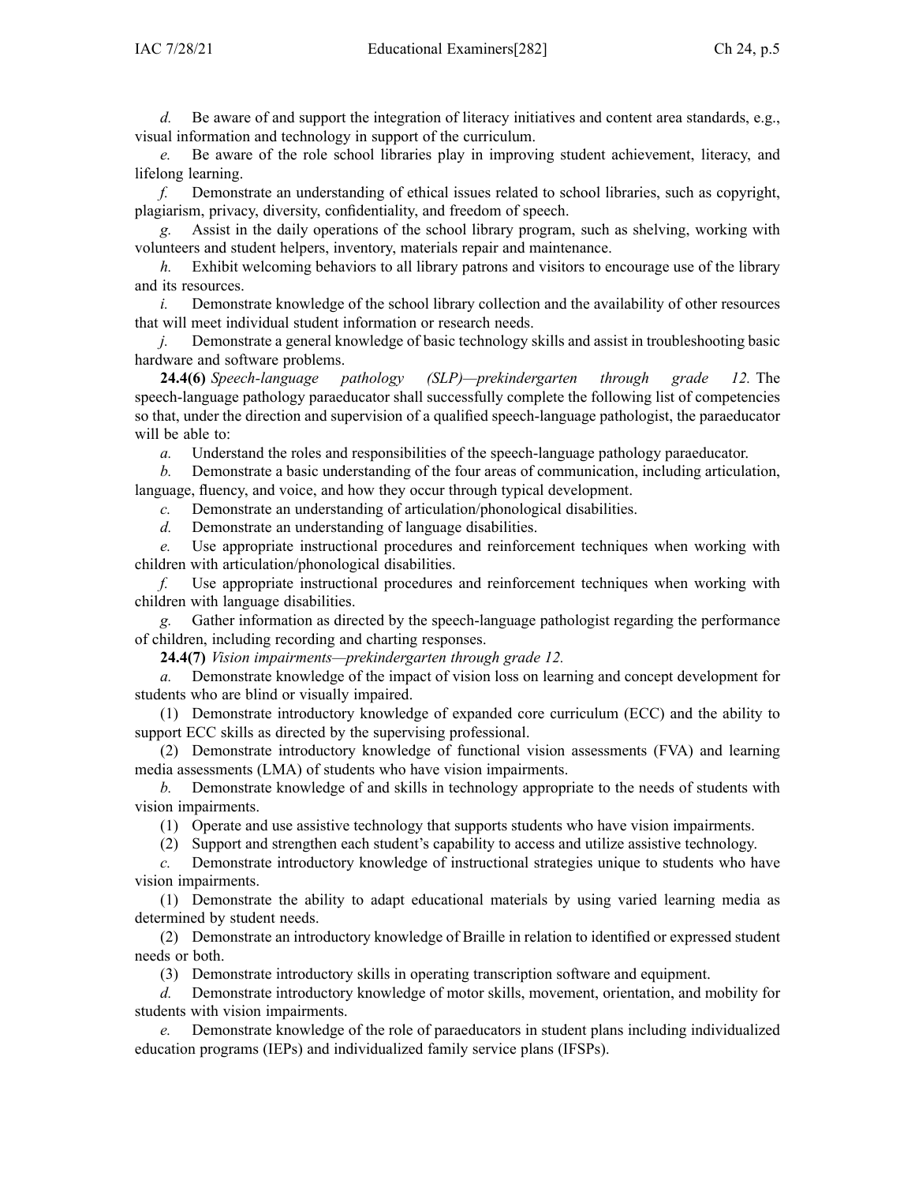*d.* Be aware of and support the integration of literacy initiatives and content area standards, e.g., visual information and technology in support of the curriculum.

*e.* Be aware of the role school libraries play in improving student achievement, literacy, and lifelong learning.

*f.* Demonstrate an understanding of ethical issues related to school libraries, such as copyright, plagiarism, privacy, diversity, confidentiality, and freedom of speech.

*g.* Assist in the daily operations of the school library program, such as shelving, working with volunteers and student helpers, inventory, materials repair and maintenance.

*h.* Exhibit welcoming behaviors to all library patrons and visitors to encourage use of the library and its resources.

*i.* Demonstrate knowledge of the school library collection and the availability of other resources that will meet individual student information or research needs.

*j.* Demonstrate a general knowledge of basic technology skills and assist in troubleshooting basic hardware and software problems.

**24.4(6)** *Speech-language pathology (SLP)—prekindergarten through grade 12.* The speech-language pathology paraeducator shall successfully complete the following list of competencies so that, under the direction and supervision of a qualified speech-language pathologist, the paraeducator will be able to:

*a.* Understand the roles and responsibilities of the speech-language pathology paraeducator.

*b.* Demonstrate a basic understanding of the four areas of communication, including articulation, language, fluency, and voice, and how they occur through typical development.

*c.* Demonstrate an understanding of articulation/phonological disabilities.

*d.* Demonstrate an understanding of language disabilities.

*e.* Use appropriate instructional procedures and reinforcement techniques when working with children with articulation/phonological disabilities.

*f.* Use appropriate instructional procedures and reinforcement techniques when working with children with language disabilities.

*g.* Gather information as directed by the speech-language pathologist regarding the performance of children, including recording and charting responses.

**24.4(7)** *Vision impairments—prekindergarten through grade 12.*

*a.* Demonstrate knowledge of the impact of vision loss on learning and concept development for students who are blind or visually impaired.

(1) Demonstrate introductory knowledge of expanded core curriculum (ECC) and the ability to support ECC skills as directed by the supervising professional.

(2) Demonstrate introductory knowledge of functional vision assessments (FVA) and learning media assessments (LMA) of students who have vision impairments.

*b.* Demonstrate knowledge of and skills in technology appropriate to the needs of students with vision impairments.

(1) Operate and use assistive technology that supports students who have vision impairments.

(2) Support and strengthen each student's capability to access and utilize assistive technology.

*c.* Demonstrate introductory knowledge of instructional strategies unique to students who have vision impairments.

(1) Demonstrate the ability to adapt educational materials by using varied learning media as determined by student needs.

(2) Demonstrate an introductory knowledge of Braille in relation to identified or expressed student needs or both.

(3) Demonstrate introductory skills in operating transcription software and equipment.

*d.* Demonstrate introductory knowledge of motor skills, movement, orientation, and mobility for students with vision impairments.

*e.* Demonstrate knowledge of the role of paraeducators in student plans including individualized education programs (IEPs) and individualized family service plans (IFSPs).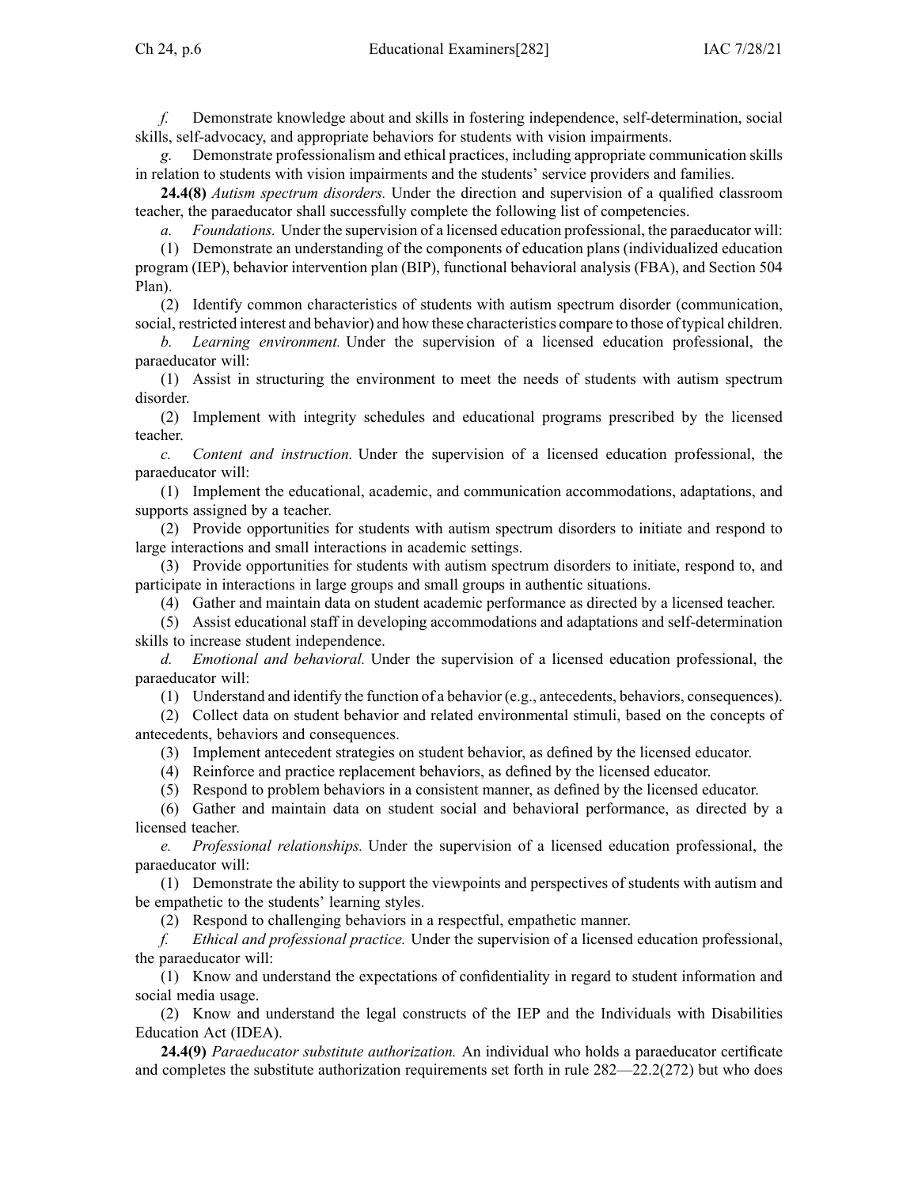*f.* Demonstrate knowledge about and skills in fostering independence, self-determination, social skills, self-advocacy, and appropriate behaviors for students with vision impairments.

*g.* Demonstrate professionalism and ethical practices, including appropriate communication skills in relation to students with vision impairments and the students' service providers and families.

**24.4(8)** *Autism spectrum disorders.* Under the direction and supervision of a qualified classroom teacher, the paraeducator shall successfully complete the following list of competencies.

*a.* *Foundations.* Under the supervision of a licensed education professional, the paraeducator will:

(1) Demonstrate an understanding of the components of education plans (individualized education program (IEP), behavior intervention plan (BIP), functional behavioral analysis (FBA), and Section 504 Plan).

(2) Identify common characteristics of students with autism spectrum disorder (communication, social, restricted interest and behavior) and how these characteristics compare to those of typical children.

*b.* *Learning environment.* Under the supervision of a licensed education professional, the paraeducator will:

(1) Assist in structuring the environment to meet the needs of students with autism spectrum disorder.

(2) Implement with integrity schedules and educational programs prescribed by the licensed teacher.

*c.* *Content and instruction.* Under the supervision of a licensed education professional, the paraeducator will:

(1) Implement the educational, academic, and communication accommodations, adaptations, and supports assigned by a teacher.

(2) Provide opportunities for students with autism spectrum disorders to initiate and respond to large interactions and small interactions in academic settings.

(3) Provide opportunities for students with autism spectrum disorders to initiate, respond to, and participate in interactions in large groups and small groups in authentic situations.

(4) Gather and maintain data on student academic performance as directed by a licensed teacher.

(5) Assist educational staff in developing accommodations and adaptations and self-determination skills to increase student independence.

*d.* *Emotional and behavioral.* Under the supervision of a licensed education professional, the paraeducator will:

(1) Understand and identify the function of a behavior (e.g., antecedents, behaviors, consequences).

(2) Collect data on student behavior and related environmental stimuli, based on the concepts of antecedents, behaviors and consequences.

(3) Implement antecedent strategies on student behavior, as defined by the licensed educator.

(4) Reinforce and practice replacement behaviors, as defined by the licensed educator.

(5) Respond to problem behaviors in a consistent manner, as defined by the licensed educator.

(6) Gather and maintain data on student social and behavioral performance, as directed by a licensed teacher.

*e.* *Professional relationships.* Under the supervision of a licensed education professional, the paraeducator will:

(1) Demonstrate the ability to support the viewpoints and perspectives of students with autism and be empathetic to the students' learning styles.

(2) Respond to challenging behaviors in a respectful, empathetic manner.

*f.* *Ethical and professional practice.* Under the supervision of a licensed education professional, the paraeducator will:

(1) Know and understand the expectations of confidentiality in regard to student information and social media usage.

(2) Know and understand the legal constructs of the IEP and the Individuals with Disabilities Education Act (IDEA).

**24.4(9)** *Paraeducator substitute authorization.* An individual who holds a paraeducator certificate and completes the substitute authorization requirements set forth in rule 282—22.2(272) but who does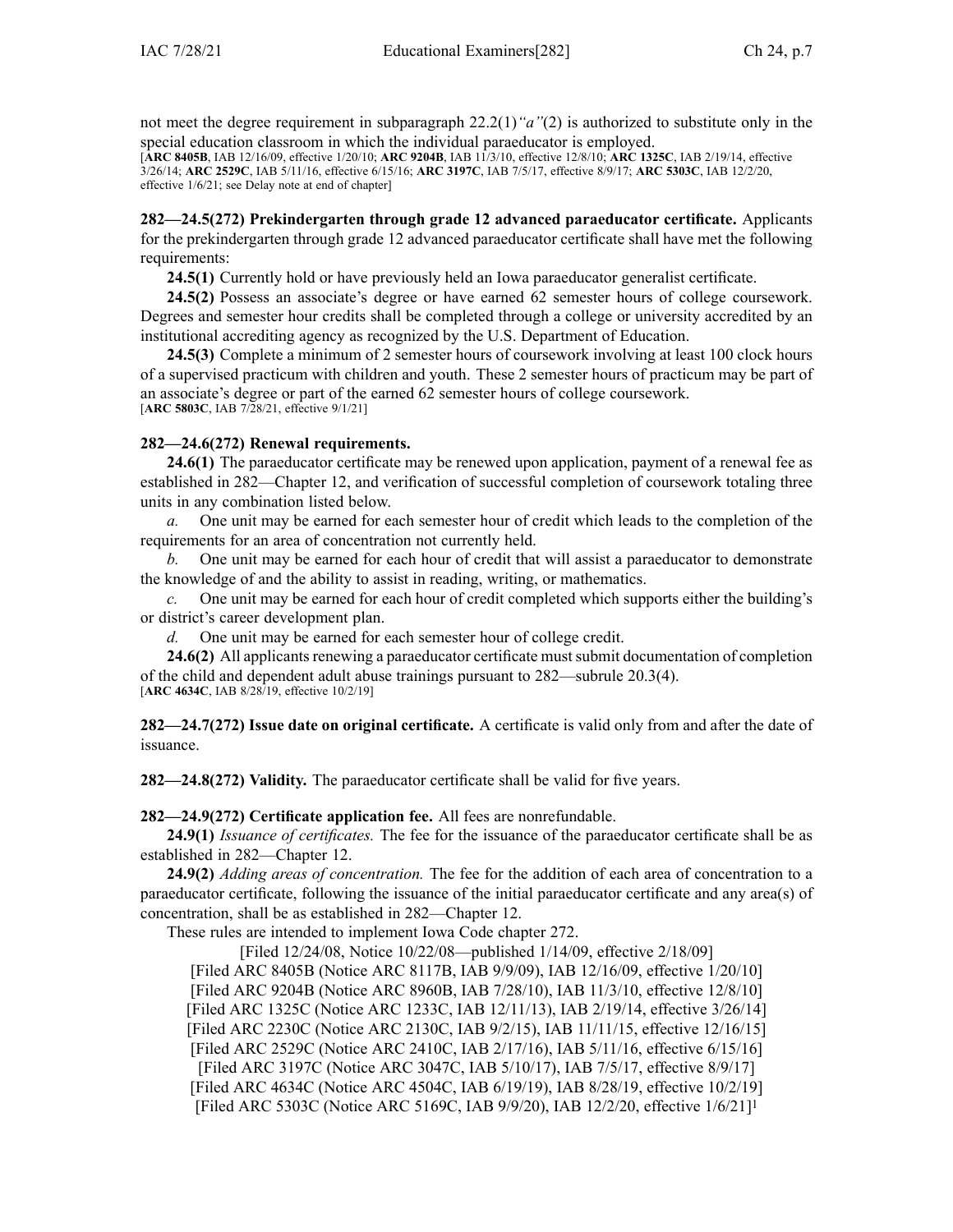not meet the degree requirement in subparagraph 22.2(1)*"a"*(2) is authorized to substitute only in the special education classroom in which the individual paraeducator is employed.
[**ARC 8405B**, IAB 12/16/09, effective 1/20/10; **ARC 9204B**, IAB 11/3/10, effective 12/8/10; **ARC 1325C**, IAB 2/19/14, effective 3/26/14; **ARC 2529C**, IAB 5/11/16, effective 6/15/16; **ARC 3197C**, IAB 7/5/17, effective 8/9/17; **ARC 5303C**, IAB 12/2/20, effective 1/6/21; see Delay note at end of chapter]

**282—24.5(272) Prekindergarten through grade 12 advanced paraeducator certificate.** Applicants for the prekindergarten through grade 12 advanced paraeducator certificate shall have met the following requirements:

**24.5(1)** Currently hold or have previously held an Iowa paraeducator generalist certificate.

**24.5(2)** Possess an associate's degree or have earned 62 semester hours of college coursework. Degrees and semester hour credits shall be completed through a college or university accredited by an institutional accrediting agency as recognized by the U.S. Department of Education.

**24.5(3)** Complete a minimum of 2 semester hours of coursework involving at least 100 clock hours of a supervised practicum with children and youth. These 2 semester hours of practicum may be part of an associate's degree or part of the earned 62 semester hours of college coursework.
[**ARC 5803C**, IAB 7/28/21, effective 9/1/21]

**282—24.6(272) Renewal requirements.**

**24.6(1)** The paraeducator certificate may be renewed upon application, payment of a renewal fee as established in 282—Chapter 12, and verification of successful completion of coursework totaling three units in any combination listed below.

*a.* One unit may be earned for each semester hour of credit which leads to the completion of the requirements for an area of concentration not currently held.

*b.* One unit may be earned for each hour of credit that will assist a paraeducator to demonstrate the knowledge of and the ability to assist in reading, writing, or mathematics.

*c.* One unit may be earned for each hour of credit completed which supports either the building's or district's career development plan.

*d.* One unit may be earned for each semester hour of college credit.

**24.6(2)** All applicants renewing a paraeducator certificate must submit documentation of completion of the child and dependent adult abuse trainings pursuant to 282—subrule 20.3(4).
[**ARC 4634C**, IAB 8/28/19, effective 10/2/19]

**282—24.7(272) Issue date on original certificate.** A certificate is valid only from and after the date of issuance.

**282—24.8(272) Validity.** The paraeducator certificate shall be valid for five years.

**282—24.9(272) Certificate application fee.** All fees are nonrefundable.

**24.9(1)** *Issuance of certificates.* The fee for the issuance of the paraeducator certificate shall be as established in 282—Chapter 12.

**24.9(2)** *Adding areas of concentration.* The fee for the addition of each area of concentration to a paraeducator certificate, following the issuance of the initial paraeducator certificate and any area(s) of concentration, shall be as established in 282—Chapter 12.

These rules are intended to implement Iowa Code chapter 272.

[Filed 12/24/08, Notice 10/22/08—published 1/14/09, effective 2/18/09]
[Filed ARC 8405B (Notice ARC 8117B, IAB 9/9/09), IAB 12/16/09, effective 1/20/10]
[Filed ARC 9204B (Notice ARC 8960B, IAB 7/28/10), IAB 11/3/10, effective 12/8/10]
[Filed ARC 1325C (Notice ARC 1233C, IAB 12/11/13), IAB 2/19/14, effective 3/26/14]
[Filed ARC 2230C (Notice ARC 2130C, IAB 9/2/15), IAB 11/11/15, effective 12/16/15]
[Filed ARC 2529C (Notice ARC 2410C, IAB 2/17/16), IAB 5/11/16, effective 6/15/16]
[Filed ARC 3197C (Notice ARC 3047C, IAB 5/10/17), IAB 7/5/17, effective 8/9/17]
[Filed ARC 4634C (Notice ARC 4504C, IAB 6/19/19), IAB 8/28/19, effective 10/2/19]
[Filed ARC 5303C (Notice ARC 5169C, IAB 9/9/20), IAB 12/2/20, effective 1/6/21][1]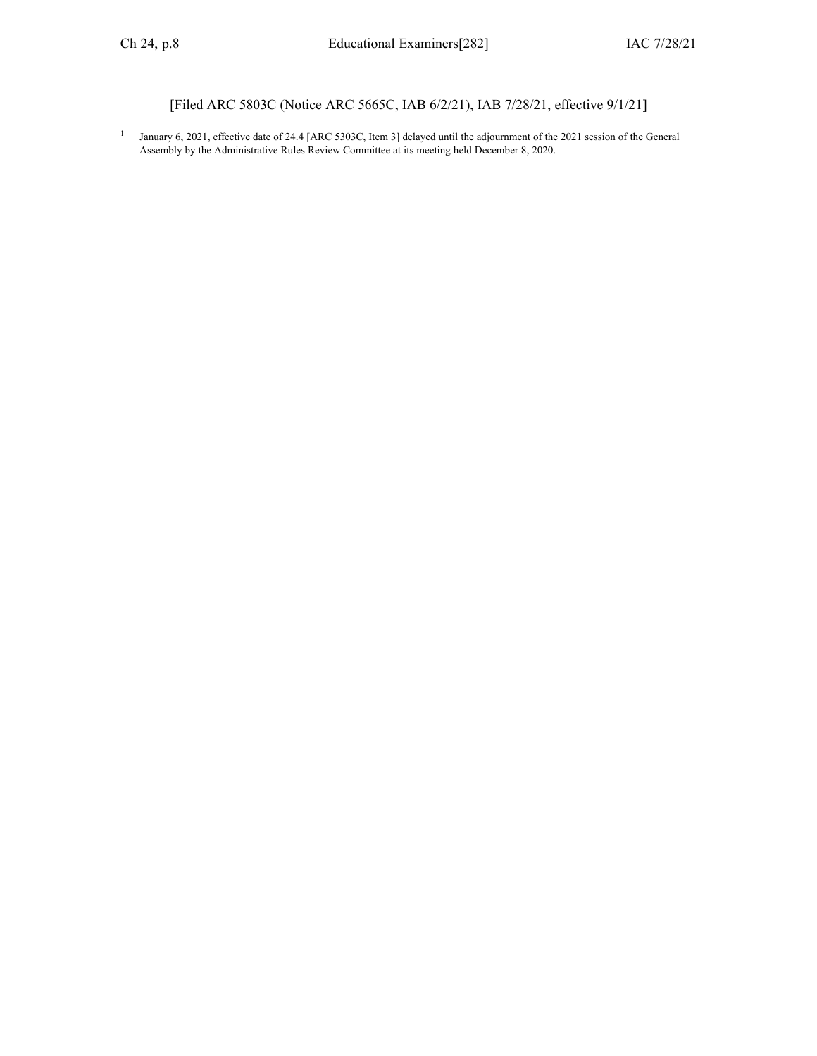[Filed ARC 5803C (Notice ARC 5665C, IAB 6/2/21), IAB 7/28/21, effective 9/1/21]

[1] January 6, 2021, effective date of 24.4 [ARC 5303C, Item 3] delayed until the adjournment of the 2021 session of the General Assembly by the Administrative Rules Review Committee at its meeting held December 8, 2020.